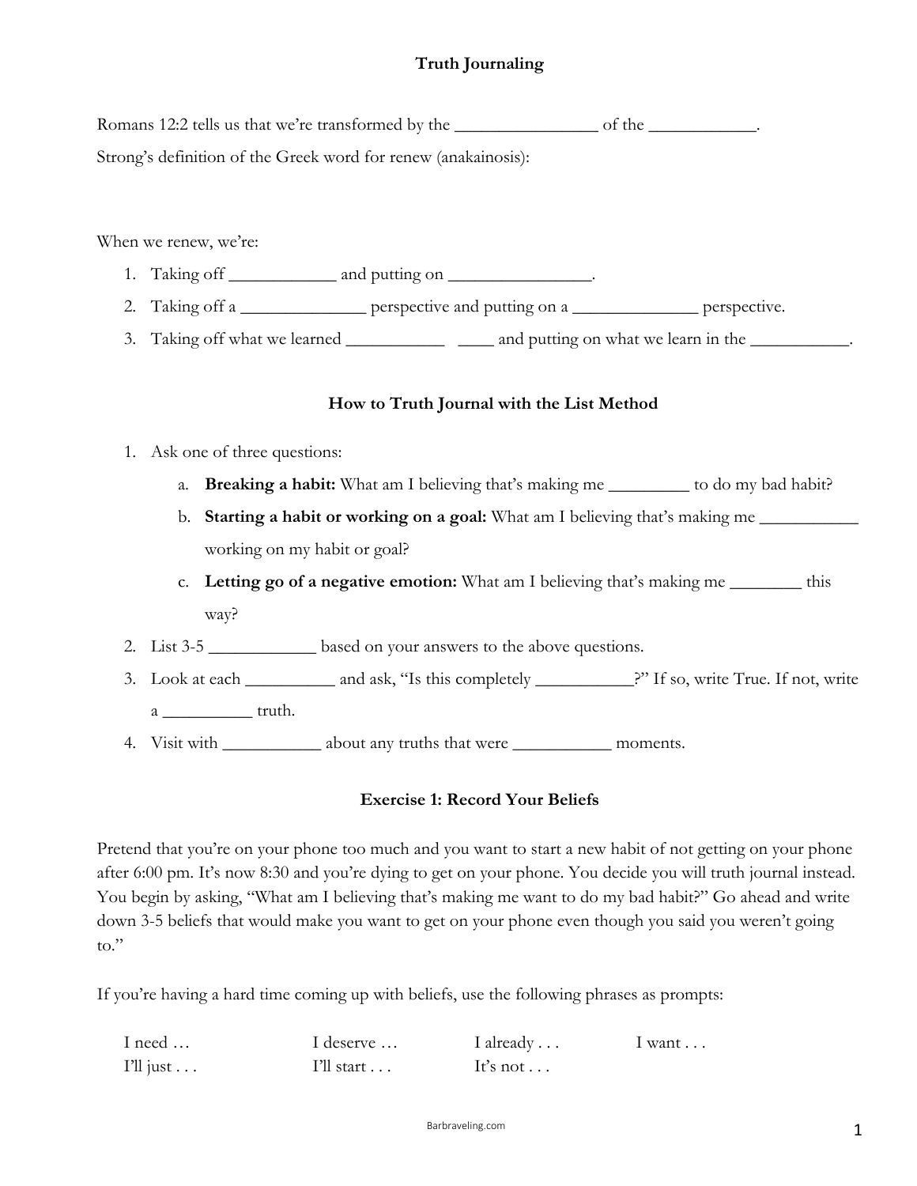# Truth Journaling

Romans 12:2 tells us that we're transformed by the ________________ of the ____________.

Strong's definition of the Greek word for renew (anakainosis):

When we renew, we're:

1. Taking off ____________ and putting on ________________.
2. Taking off a ______________ perspective and putting on a ______________ perspective.
3. Taking off what we learned ___________ ____ and putting on what we learn in the ___________.

## How to Truth Journal with the List Method

1. Ask one of three questions:
   a. **Breaking a habit:** What am I believing that's making me _________ to do my bad habit?
   b. **Starting a habit or working on a goal:** What am I believing that's making me ___________ working on my habit or goal?
   c. **Letting go of a negative emotion:** What am I believing that's making me ________ this way?
2. List 3-5 ____________ based on your answers to the above questions.
3. Look at each __________ and ask, "Is this completely ___________?" If so, write True. If not, write a __________ truth.
4. Visit with ___________ about any truths that were ___________ moments.

## Exercise 1: Record Your Beliefs

Pretend that you're on your phone too much and you want to start a new habit of not getting on your phone after 6:00 pm. It's now 8:30 and you're dying to get on your phone. You decide you will truth journal instead. You begin by asking, "What am I believing that's making me want to do my bad habit?" Go ahead and write down 3-5 beliefs that would make you want to get on your phone even though you said you weren't going to."

If you're having a hard time coming up with beliefs, use the following phrases as prompts:

| | | | |
|---|---|---|---|
| I need … | I deserve … | I already . . . | I want . . . |
| I'll just . . . | I'll start . . . | It's not . . . | |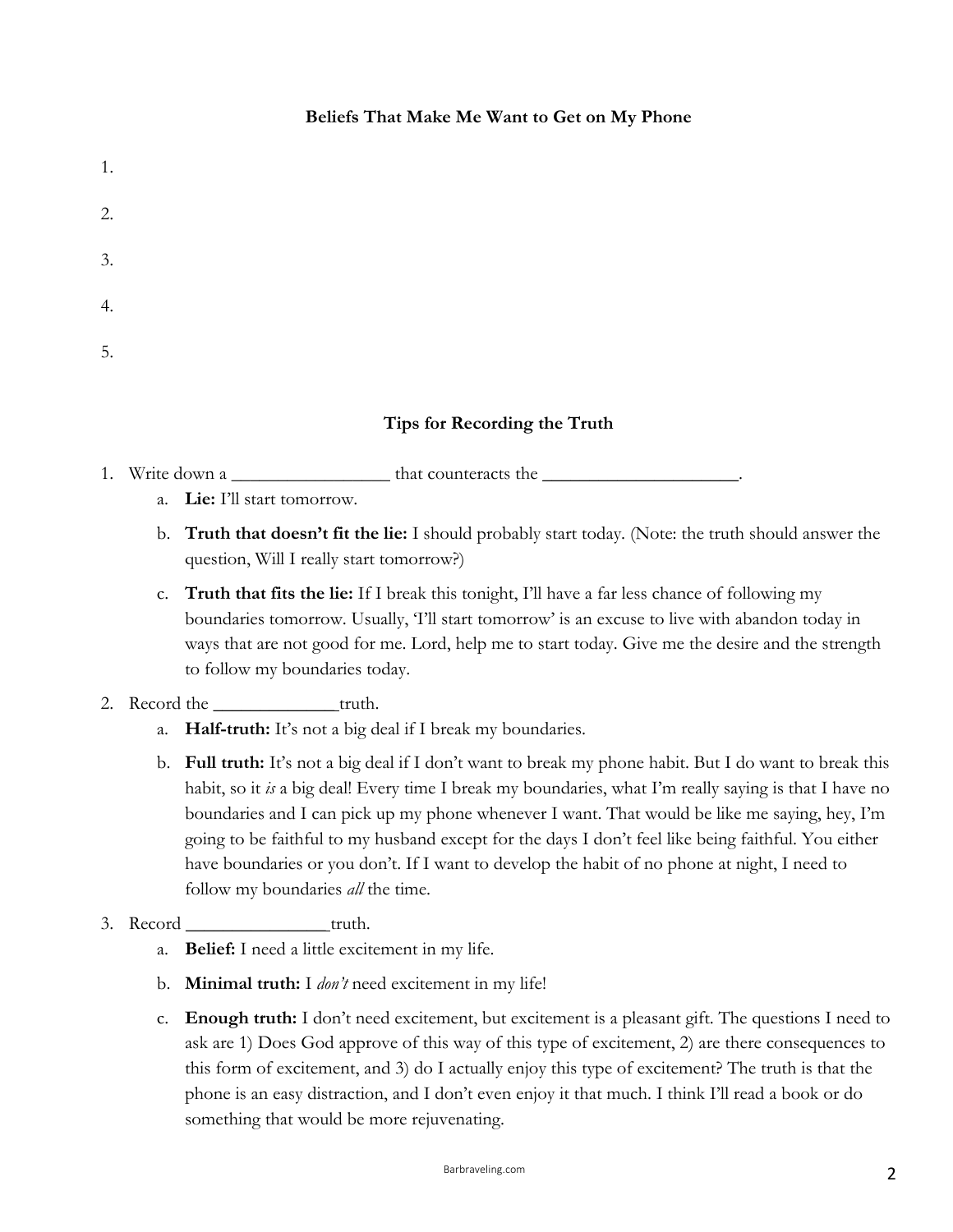### Beliefs That Make Me Want to Get on My Phone

1.

2.

3.

4.

5.

### Tips for Recording the Truth

1. Write down a _________________ that counteracts the _____________________.
   a. **Lie:** I'll start tomorrow.
   b. **Truth that doesn't fit the lie:** I should probably start today. (Note: the truth should answer the question, Will I really start tomorrow?)
   c. **Truth that fits the lie:** If I break this tonight, I'll have a far less chance of following my boundaries tomorrow. Usually, 'I'll start tomorrow' is an excuse to live with abandon today in ways that are not good for me. Lord, help me to start today. Give me the desire and the strength to follow my boundaries today.
2. Record the _____________truth.
   a. **Half-truth:** It's not a big deal if I break my boundaries.
   b. **Full truth:** It's not a big deal if I don't want to break my phone habit. But I do want to break this habit, so it *is* a big deal! Every time I break my boundaries, what I'm really saying is that I have no boundaries and I can pick up my phone whenever I want. That would be like me saying, hey, I'm going to be faithful to my husband except for the days I don't feel like being faithful. You either have boundaries or you don't. If I want to develop the habit of no phone at night, I need to follow my boundaries *all* the time.
3. Record _______________truth.
   a. **Belief:** I need a little excitement in my life.
   b. **Minimal truth:** I *don't* need excitement in my life!
   c. **Enough truth:** I don't need excitement, but excitement is a pleasant gift. The questions I need to ask are 1) Does God approve of this way of this type of excitement, 2) are there consequences to this form of excitement, and 3) do I actually enjoy this type of excitement? The truth is that the phone is an easy distraction, and I don't even enjoy it that much. I think I'll read a book or do something that would be more rejuvenating.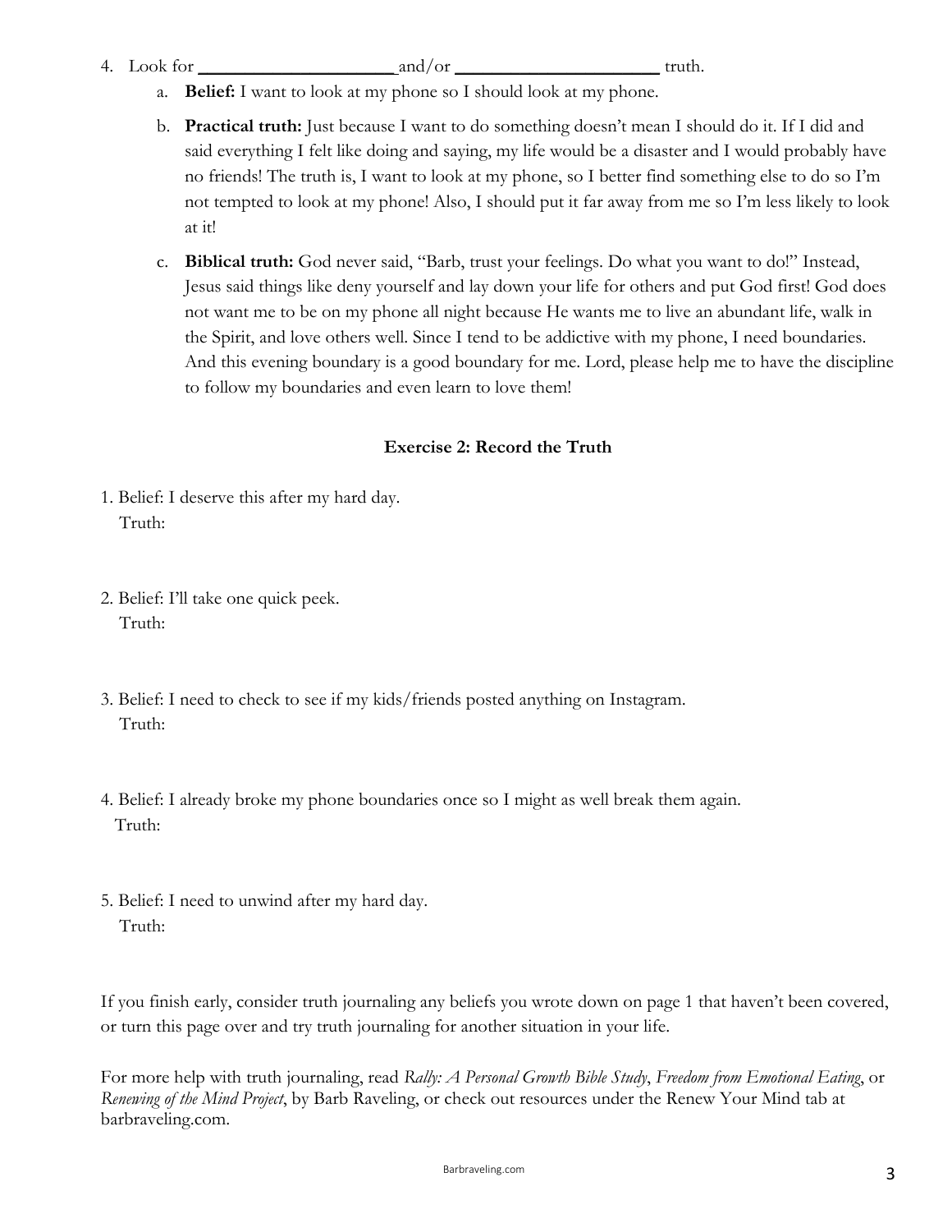4. Look for _____________________ and/or _____________________ truth.
    a. **Belief:** I want to look at my phone so I should look at my phone.
    b. **Practical truth:** Just because I want to do something doesn't mean I should do it. If I did and said everything I felt like doing and saying, my life would be a disaster and I would probably have no friends! The truth is, I want to look at my phone, so I better find something else to do so I'm not tempted to look at my phone! Also, I should put it far away from me so I'm less likely to look at it!
    c. **Biblical truth:** God never said, "Barb, trust your feelings. Do what you want to do!" Instead, Jesus said things like deny yourself and lay down your life for others and put God first! God does not want me to be on my phone all night because He wants me to live an abundant life, walk in the Spirit, and love others well. Since I tend to be addictive with my phone, I need boundaries. And this evening boundary is a good boundary for me. Lord, please help me to have the discipline to follow my boundaries and even learn to love them!

### Exercise 2: Record the Truth

1. Belief: I deserve this after my hard day.
   Truth:

2. Belief: I'll take one quick peek.
   Truth:

3. Belief: I need to check to see if my kids/friends posted anything on Instagram.
   Truth:

4. Belief: I already broke my phone boundaries once so I might as well break them again.
   Truth:

5. Belief: I need to unwind after my hard day.
   Truth:

If you finish early, consider truth journaling any beliefs you wrote down on page 1 that haven't been covered, or turn this page over and try truth journaling for another situation in your life.

For more help with truth journaling, read *Rally: A Personal Growth Bible Study*, *Freedom from Emotional Eating*, or *Renewing of the Mind Project*, by Barb Raveling, or check out resources under the Renew Your Mind tab at barbraveling.com.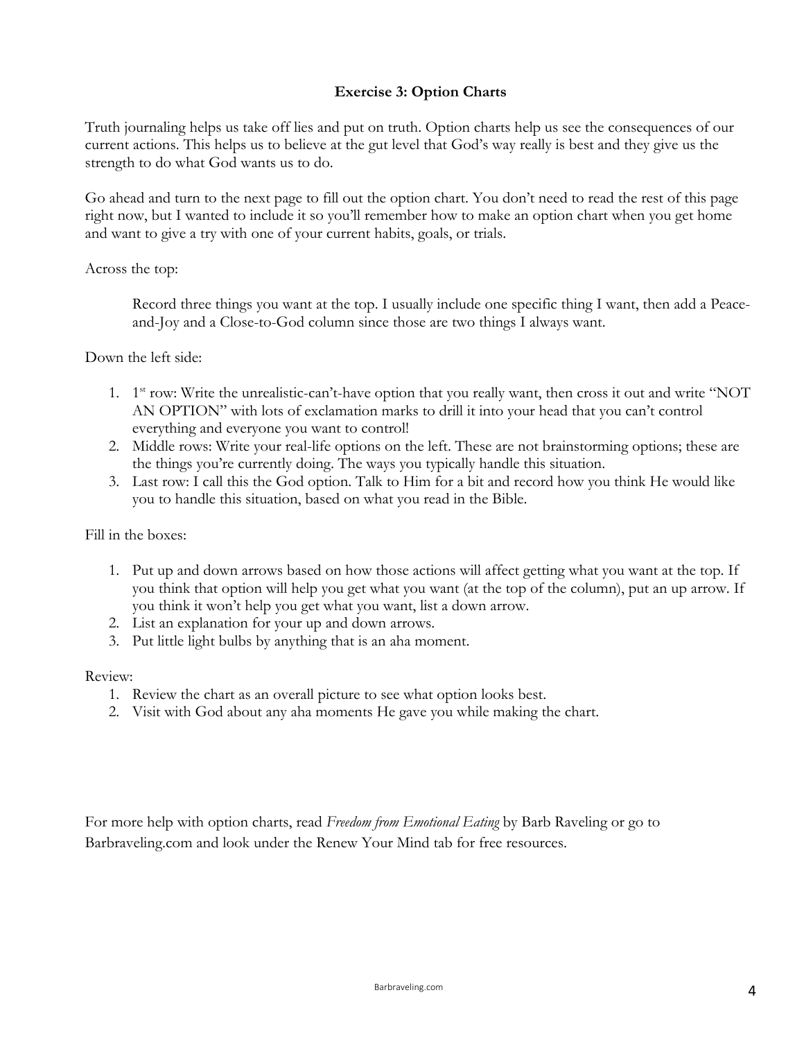## Exercise 3: Option Charts

Truth journaling helps us take off lies and put on truth. Option charts help us see the consequences of our current actions. This helps us to believe at the gut level that God's way really is best and they give us the strength to do what God wants us to do.

Go ahead and turn to the next page to fill out the option chart. You don't need to read the rest of this page right now, but I wanted to include it so you'll remember how to make an option chart when you get home and want to give a try with one of your current habits, goals, or trials.

Across the top:

> Record three things you want at the top. I usually include one specific thing I want, then add a Peace-and-Joy and a Close-to-God column since those are two things I always want.

Down the left side:

1. 1st row: Write the unrealistic-can't-have option that you really want, then cross it out and write "NOT AN OPTION" with lots of exclamation marks to drill it into your head that you can't control everything and everyone you want to control!
2. Middle rows: Write your real-life options on the left. These are not brainstorming options; these are the things you're currently doing. The ways you typically handle this situation.
3. Last row: I call this the God option. Talk to Him for a bit and record how you think He would like you to handle this situation, based on what you read in the Bible.

Fill in the boxes:

1. Put up and down arrows based on how those actions will affect getting what you want at the top. If you think that option will help you get what you want (at the top of the column), put an up arrow. If you think it won't help you get what you want, list a down arrow.
2. List an explanation for your up and down arrows.
3. Put little light bulbs by anything that is an aha moment.

Review:

1. Review the chart as an overall picture to see what option looks best.
2. Visit with God about any aha moments He gave you while making the chart.

For more help with option charts, read *Freedom from Emotional Eating* by Barb Raveling or go to Barbraveling.com and look under the Renew Your Mind tab for free resources.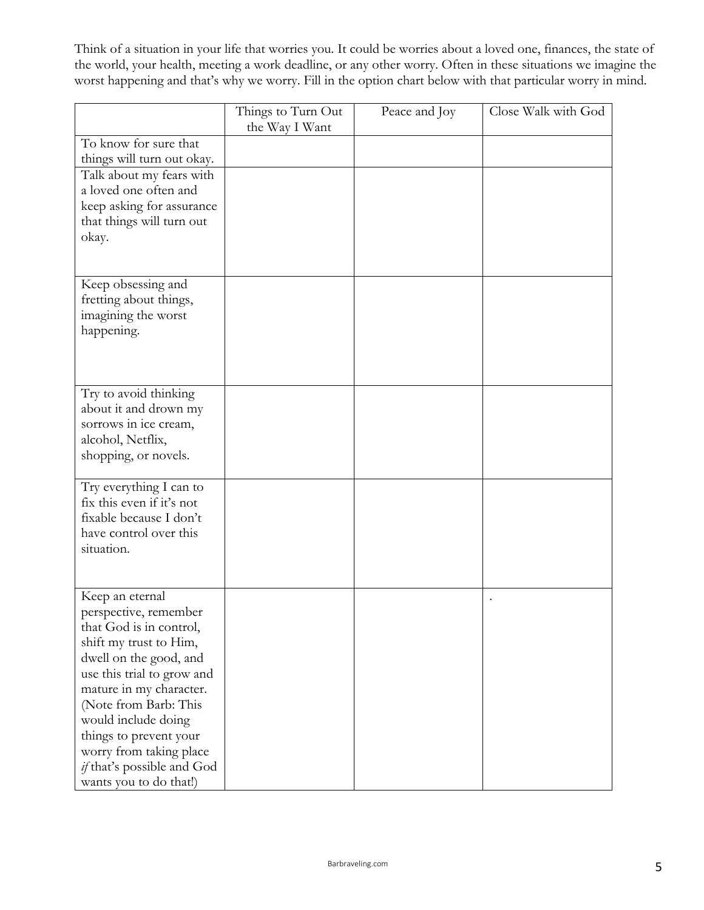Think of a situation in your life that worries you. It could be worries about a loved one, finances, the state of the world, your health, meeting a work deadline, or any other worry. Often in these situations we imagine the worst happening and that's why we worry. Fill in the option chart below with that particular worry in mind.

| | Things to Turn Out the Way I Want | Peace and Joy | Close Walk with God |
|---|---|---|---|
| To know for sure that things will turn out okay. | | | |
| Talk about my fears with a loved one often and keep asking for assurance that things will turn out okay. | | | |
| Keep obsessing and fretting about things, imagining the worst happening. | | | |
| Try to avoid thinking about it and drown my sorrows in ice cream, alcohol, Netflix, shopping, or novels. | | | |
| Try everything I can to fix this even if it's not fixable because I don't have control over this situation. | | | |
| Keep an eternal perspective, remember that God is in control, shift my trust to Him, dwell on the good, and use this trial to grow and mature in my character. (Note from Barb: This would include doing things to prevent your worry from taking place *if* that's possible and God wants you to do that!) | | | . |

Barbraveling.com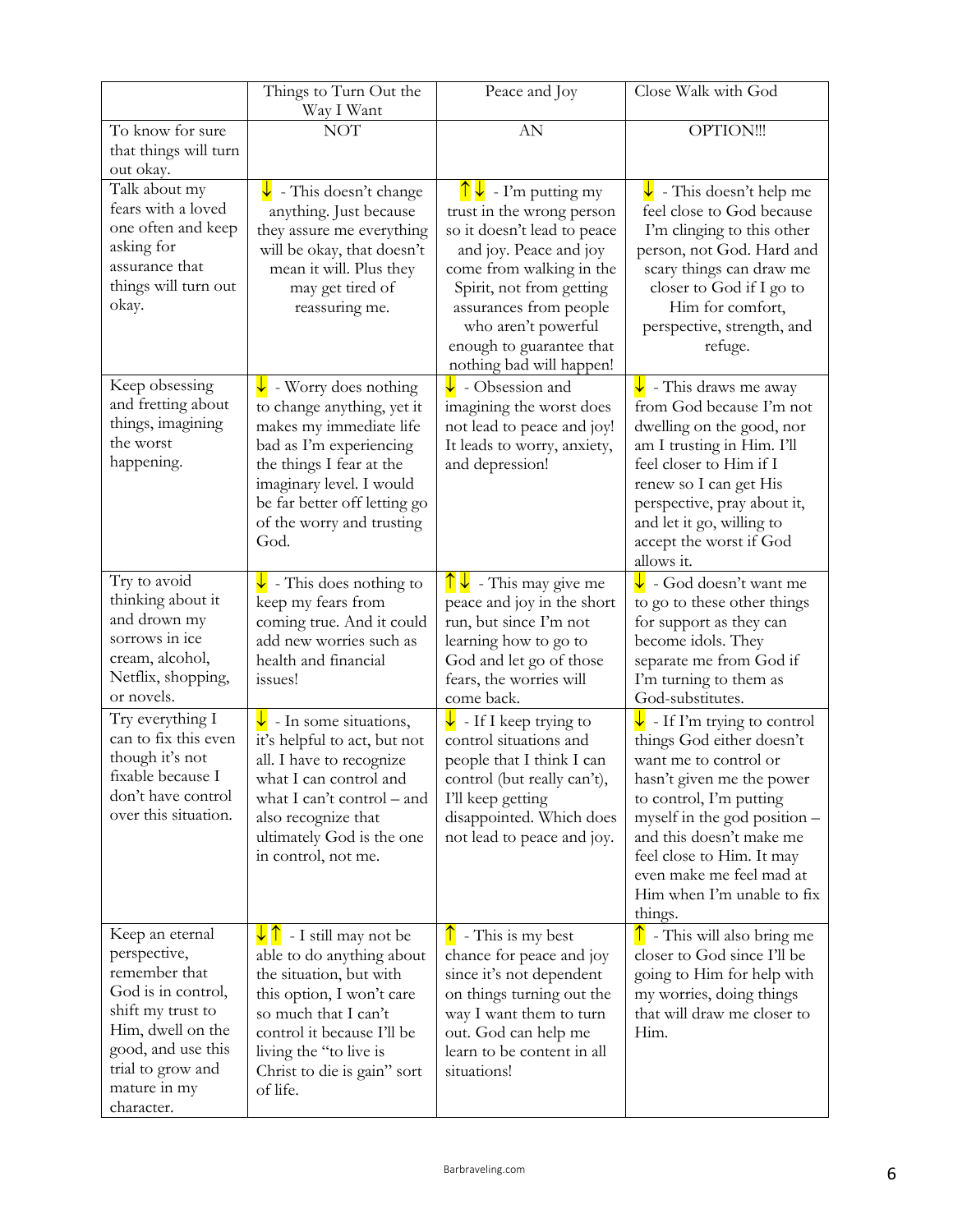| | Things to Turn Out the Way I Want | Peace and Joy | Close Walk with God |
|---|---|---|---|
| To know for sure that things will turn out okay. | NOT | AN | OPTION!!! |
| Talk about my fears with a loved one often and keep asking for assurance that things will turn out okay. | ↓ - This doesn't change anything. Just because they assure me everything will be okay, that doesn't mean it will. Plus they may get tired of reassuring me. | ↑↓ - I'm putting my trust in the wrong person so it doesn't lead to peace and joy. Peace and joy come from walking in the Spirit, not from getting assurances from people who aren't powerful enough to guarantee that nothing bad will happen! | ↓ - This doesn't help me feel close to God because I'm clinging to this other person, not God. Hard and scary things can draw me closer to God if I go to Him for comfort, perspective, strength, and refuge. |
| Keep obsessing and fretting about things, imagining the worst happening. | ↓ - Worry does nothing to change anything, yet it makes my immediate life bad as I'm experiencing the things I fear at the imaginary level. I would be far better off letting go of the worry and trusting God. | ↓ - Obsession and imagining the worst does not lead to peace and joy! It leads to worry, anxiety, and depression! | ↓ - This draws me away from God because I'm not dwelling on the good, nor am I trusting in Him. I'll feel closer to Him if I renew so I can get His perspective, pray about it, and let it go, willing to accept the worst if God allows it. |
| Try to avoid thinking about it and drown my sorrows in ice cream, alcohol, Netflix, shopping, or novels. | ↓ - This does nothing to keep my fears from coming true. And it could add new worries such as health and financial issues! | ↑↓ - This may give me peace and joy in the short run, but since I'm not learning how to go to God and let go of those fears, the worries will come back. | ↓ - God doesn't want me to go to these other things for support as they can become idols. They separate me from God if I'm turning to them as God-substitutes. |
| Try everything I can to fix this even though it's not fixable because I don't have control over this situation. | ↓ - In some situations, it's helpful to act, but not all. I have to recognize what I can control and what I can't control – and also recognize that ultimately God is the one in control, not me. | ↓ - If I keep trying to control situations and people that I think I can control (but really can't), I'll keep getting disappointed. Which does not lead to peace and joy. | ↓ - If I'm trying to control things God either doesn't want me to control or hasn't given me the power to control, I'm putting myself in the god position – and this doesn't make me feel close to Him. It may even make me feel mad at Him when I'm unable to fix things. |
| Keep an eternal perspective, remember that God is in control, shift my trust to Him, dwell on the good, and use this trial to grow and mature in my character. | ↓↑ - I still may not be able to do anything about the situation, but with this option, I won't care so much that I can't control it because I'll be living the "to live is Christ to die is gain" sort of life. | ↑ - This is my best chance for peace and joy since it's not dependent on things turning out the way I want them to turn out. God can help me learn to be content in all situations! | ↑ - This will also bring me closer to God since I'll be going to Him for help with my worries, doing things that will draw me closer to Him. |

Barbraveling.com